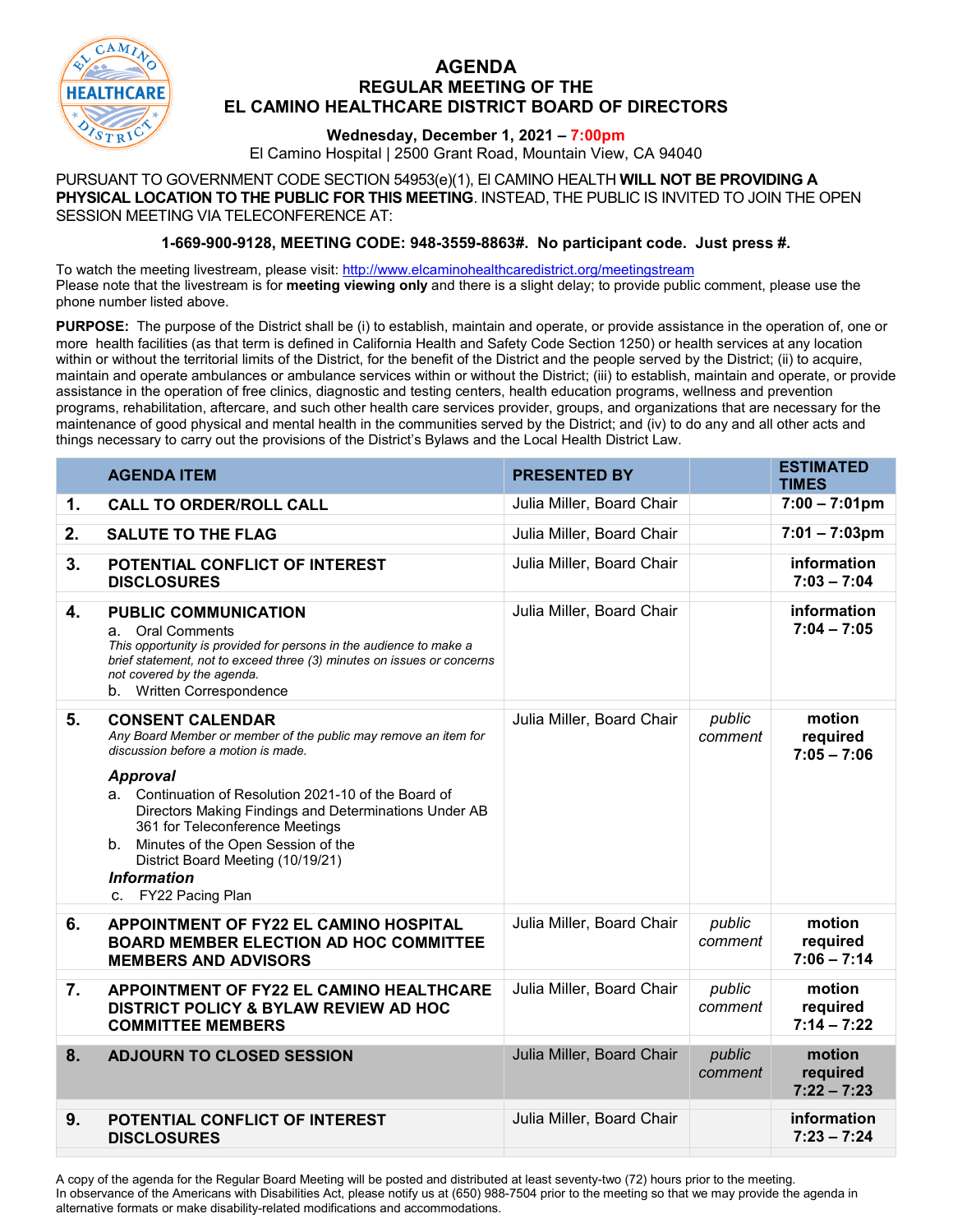# AGENDA
## REGULAR MEETING OF THE EL CAMINO HEALTHCARE DISTRICT BOARD OF DIRECTORS

**Wednesday, December 1, 2021 – 7:00pm**

El Camino Hospital | 2500 Grant Road, Mountain View, CA 94040

PURSUANT TO GOVERNMENT CODE SECTION 54953(e)(1), El CAMINO HEALTH **WILL NOT BE PROVIDING A PHYSICAL LOCATION TO THE PUBLIC FOR THIS MEETING**. INSTEAD, THE PUBLIC IS INVITED TO JOIN THE OPEN SESSION MEETING VIA TELECONFERENCE AT:

**1-669-900-9128, MEETING CODE: 948-3559-8863#. No participant code. Just press #.**

To watch the meeting livestream, please visit: http://www.elcaminohealthcaredistrict.org/meetingstream
Please note that the livestream is for **meeting viewing only** and there is a slight delay; to provide public comment, please use the phone number listed above.

**PURPOSE:** The purpose of the District shall be (i) to establish, maintain and operate, or provide assistance in the operation of, one or more health facilities (as that term is defined in California Health and Safety Code Section 1250) or health services at any location within or without the territorial limits of the District, for the benefit of the District and the people served by the District; (ii) to acquire, maintain and operate ambulances or ambulance services within or without the District; (iii) to establish, maintain and operate, or provide assistance in the operation of free clinics, diagnostic and testing centers, health education programs, wellness and prevention programs, rehabilitation, aftercare, and such other health care services provider, groups, and organizations that are necessary for the maintenance of good physical and mental health in the communities served by the District; and (iv) to do any and all other acts and things necessary to carry out the provisions of the District's Bylaws and the Local Health District Law.

| | AGENDA ITEM | PRESENTED BY | | ESTIMATED TIMES |
|---|---|---|---|---|
| **1.** | **CALL TO ORDER/ROLL CALL** | Julia Miller, Board Chair | | **7:00 – 7:01pm** |
| **2.** | **SALUTE TO THE FLAG** | Julia Miller, Board Chair | | **7:01 – 7:03pm** |
| **3.** | **POTENTIAL CONFLICT OF INTEREST DISCLOSURES** | Julia Miller, Board Chair | | **information 7:03 – 7:04** |
| **4.** | **PUBLIC COMMUNICATION**<br>a. Oral Comments<br>*This opportunity is provided for persons in the audience to make a brief statement, not to exceed three (3) minutes on issues or concerns not covered by the agenda.*<br>b. Written Correspondence | Julia Miller, Board Chair | | **information 7:04 – 7:05** |
| **5.** | **CONSENT CALENDAR**<br>*Any Board Member or member of the public may remove an item for discussion before a motion is made.*<br>***Approval***<br>a. Continuation of Resolution 2021-10 of the Board of Directors Making Findings and Determinations Under AB 361 for Teleconference Meetings<br>b. Minutes of the Open Session of the District Board Meeting (10/19/21)<br>***Information***<br>c. FY22 Pacing Plan | Julia Miller, Board Chair | *public comment* | **motion required 7:05 – 7:06** |
| **6.** | **APPOINTMENT OF FY22 EL CAMINO HOSPITAL BOARD MEMBER ELECTION AD HOC COMMITTEE MEMBERS AND ADVISORS** | Julia Miller, Board Chair | *public comment* | **motion required 7:06 – 7:14** |
| **7.** | **APPOINTMENT OF FY22 EL CAMINO HEALTHCARE DISTRICT POLICY & BYLAW REVIEW AD HOC COMMITTEE MEMBERS** | Julia Miller, Board Chair | *public comment* | **motion required 7:14 – 7:22** |
| **8.** | **ADJOURN TO CLOSED SESSION** | Julia Miller, Board Chair | *public comment* | **motion required 7:22 – 7:23** |
| **9.** | **POTENTIAL CONFLICT OF INTEREST DISCLOSURES** | Julia Miller, Board Chair | | **information 7:23 – 7:24** |

A copy of the agenda for the Regular Board Meeting will be posted and distributed at least seventy-two (72) hours prior to the meeting.
In observance of the Americans with Disabilities Act, please notify us at (650) 988-7504 prior to the meeting so that we may provide the agenda in alternative formats or make disability-related modifications and accommodations.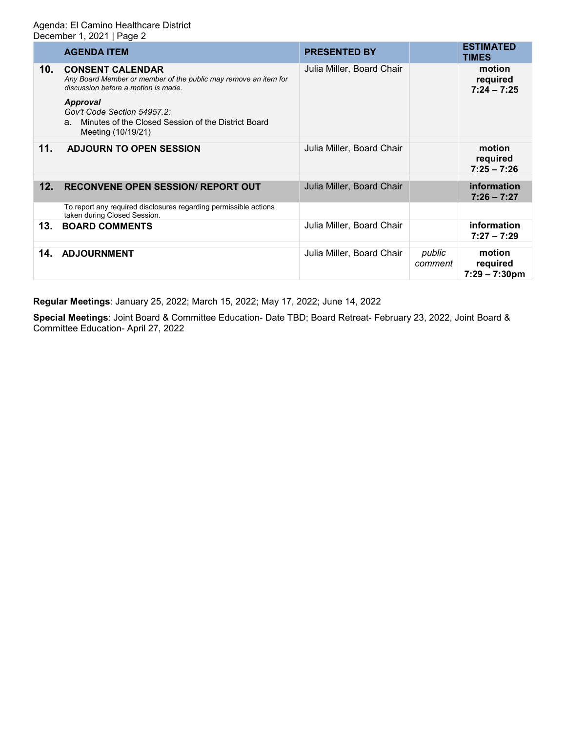| | AGENDA ITEM | PRESENTED BY | | ESTIMATED TIMES |
|---|---|---|---|---|
| 10. | **CONSENT CALENDAR**<br>*Any Board Member or member of the public may remove an item for discussion before a motion is made.*<br>***Approval***<br>*Gov't Code Section 54957.2:*<br>a. Minutes of the Closed Session of the District Board Meeting (10/19/21) | Julia Miller, Board Chair | | **motion required 7:24 – 7:25** |
| 11. | **ADJOURN TO OPEN SESSION** | Julia Miller, Board Chair | | **motion required 7:25 – 7:26** |
| 12. | **RECONVENE OPEN SESSION/ REPORT OUT** | Julia Miller, Board Chair | | **information 7:26 – 7:27** |
| | To report any required disclosures regarding permissible actions taken during Closed Session. | | | |
| 13. | **BOARD COMMENTS** | Julia Miller, Board Chair | | **information 7:27 – 7:29** |
| 14. | **ADJOURNMENT** | Julia Miller, Board Chair | *public comment* | **motion required 7:29 – 7:30pm** |

**Regular Meetings**: January 25, 2022; March 15, 2022; May 17, 2022; June 14, 2022

**Special Meetings**: Joint Board & Committee Education- Date TBD; Board Retreat- February 23, 2022, Joint Board & Committee Education- April 27, 2022